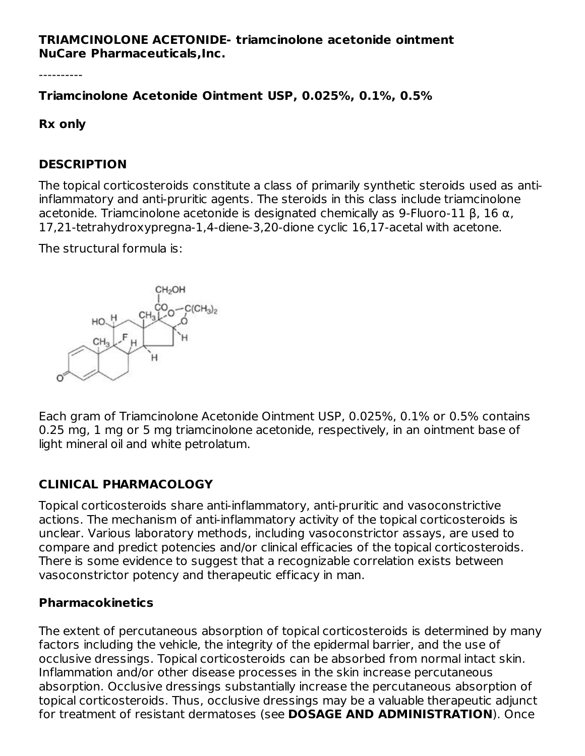**TRIAMCINOLONE ACETONIDE- triamcinolone acetonide ointment**
**NuCare Pharmaceuticals,Inc.**

----------

**Triamcinolone Acetonide Ointment USP, 0.025%, 0.1%, 0.5%**

**Rx only**

## DESCRIPTION

The topical corticosteroids constitute a class of primarily synthetic steroids used as anti-inflammatory and anti-pruritic agents. The steroids in this class include triamcinolone acetonide. Triamcinolone acetonide is designated chemically as 9-Fluoro-11 β, 16 α, 17,21-tetrahydroxypregna-1,4-diene-3,20-dione cyclic 16,17-acetal with acetone.

The structural formula is:

Each gram of Triamcinolone Acetonide Ointment USP, 0.025%, 0.1% or 0.5% contains 0.25 mg, 1 mg or 5 mg triamcinolone acetonide, respectively, in an ointment base of light mineral oil and white petrolatum.

## CLINICAL PHARMACOLOGY

Topical corticosteroids share anti-inflammatory, anti-pruritic and vasoconstrictive actions. The mechanism of anti-inflammatory activity of the topical corticosteroids is unclear. Various laboratory methods, including vasoconstrictor assays, are used to compare and predict potencies and/or clinical efficacies of the topical corticosteroids. There is some evidence to suggest that a recognizable correlation exists between vasoconstrictor potency and therapeutic efficacy in man.

### Pharmacokinetics

The extent of percutaneous absorption of topical corticosteroids is determined by many factors including the vehicle, the integrity of the epidermal barrier, and the use of occlusive dressings. Topical corticosteroids can be absorbed from normal intact skin. Inflammation and/or other disease processes in the skin increase percutaneous absorption. Occlusive dressings substantially increase the percutaneous absorption of topical corticosteroids. Thus, occlusive dressings may be a valuable therapeutic adjunct for treatment of resistant dermatoses (see **DOSAGE AND ADMINISTRATION**). Once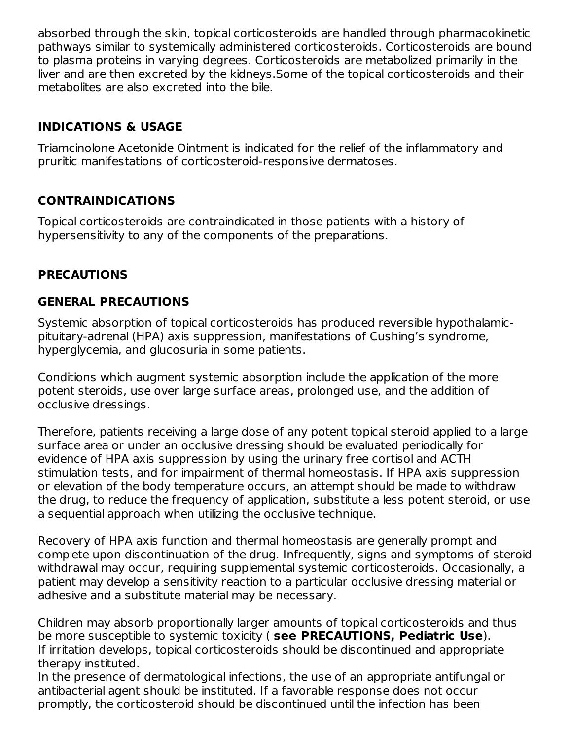absorbed through the skin, topical corticosteroids are handled through pharmacokinetic pathways similar to systemically administered corticosteroids. Corticosteroids are bound to plasma proteins in varying degrees. Corticosteroids are metabolized primarily in the liver and are then excreted by the kidneys.Some of the topical corticosteroids and their metabolites are also excreted into the bile.

## INDICATIONS & USAGE

Triamcinolone Acetonide Ointment is indicated for the relief of the inflammatory and pruritic manifestations of corticosteroid-responsive dermatoses.

## CONTRAINDICATIONS

Topical corticosteroids are contraindicated in those patients with a history of hypersensitivity to any of the components of the preparations.

## PRECAUTIONS

### GENERAL PRECAUTIONS

Systemic absorption of topical corticosteroids has produced reversible hypothalamic-pituitary-adrenal (HPA) axis suppression, manifestations of Cushing's syndrome, hyperglycemia, and glucosuria in some patients.

Conditions which augment systemic absorption include the application of the more potent steroids, use over large surface areas, prolonged use, and the addition of occlusive dressings.

Therefore, patients receiving a large dose of any potent topical steroid applied to a large surface area or under an occlusive dressing should be evaluated periodically for evidence of HPA axis suppression by using the urinary free cortisol and ACTH stimulation tests, and for impairment of thermal homeostasis. If HPA axis suppression or elevation of the body temperature occurs, an attempt should be made to withdraw the drug, to reduce the frequency of application, substitute a less potent steroid, or use a sequential approach when utilizing the occlusive technique.

Recovery of HPA axis function and thermal homeostasis are generally prompt and complete upon discontinuation of the drug. Infrequently, signs and symptoms of steroid withdrawal may occur, requiring supplemental systemic corticosteroids. Occasionally, a patient may develop a sensitivity reaction to a particular occlusive dressing material or adhesive and a substitute material may be necessary.

Children may absorb proportionally larger amounts of topical corticosteroids and thus be more susceptible to systemic toxicity ( **see PRECAUTIONS, Pediatric Use**).
If irritation develops, topical corticosteroids should be discontinued and appropriate therapy instituted.
In the presence of dermatological infections, the use of an appropriate antifungal or antibacterial agent should be instituted. If a favorable response does not occur promptly, the corticosteroid should be discontinued until the infection has been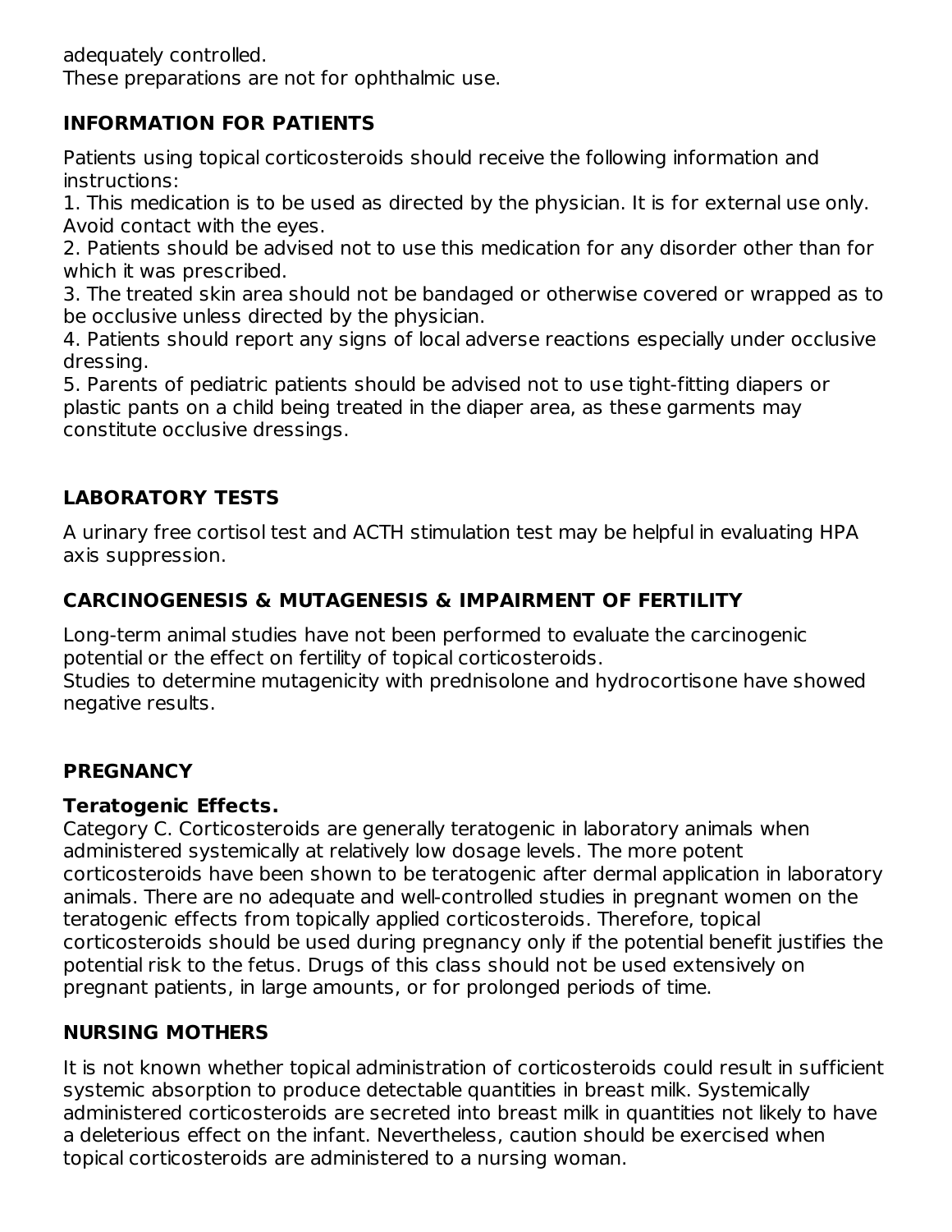adequately controlled.
These preparations are not for ophthalmic use.

## INFORMATION FOR PATIENTS

Patients using topical corticosteroids should receive the following information and instructions:

1. This medication is to be used as directed by the physician. It is for external use only. Avoid contact with the eyes.
2. Patients should be advised not to use this medication for any disorder other than for which it was prescribed.
3. The treated skin area should not be bandaged or otherwise covered or wrapped as to be occlusive unless directed by the physician.
4. Patients should report any signs of local adverse reactions especially under occlusive dressing.
5. Parents of pediatric patients should be advised not to use tight-fitting diapers or plastic pants on a child being treated in the diaper area, as these garments may constitute occlusive dressings.

## LABORATORY TESTS

A urinary free cortisol test and ACTH stimulation test may be helpful in evaluating HPA axis suppression.

## CARCINOGENESIS & MUTAGENESIS & IMPAIRMENT OF FERTILITY

Long-term animal studies have not been performed to evaluate the carcinogenic potential or the effect on fertility of topical corticosteroids.
Studies to determine mutagenicity with prednisolone and hydrocortisone have showed negative results.

## PREGNANCY

### Teratogenic Effects.

Category C. Corticosteroids are generally teratogenic in laboratory animals when administered systemically at relatively low dosage levels. The more potent corticosteroids have been shown to be teratogenic after dermal application in laboratory animals. There are no adequate and well-controlled studies in pregnant women on the teratogenic effects from topically applied corticosteroids. Therefore, topical corticosteroids should be used during pregnancy only if the potential benefit justifies the potential risk to the fetus. Drugs of this class should not be used extensively on pregnant patients, in large amounts, or for prolonged periods of time.

## NURSING MOTHERS

It is not known whether topical administration of corticosteroids could result in sufficient systemic absorption to produce detectable quantities in breast milk. Systemically administered corticosteroids are secreted into breast milk in quantities not likely to have a deleterious effect on the infant. Nevertheless, caution should be exercised when topical corticosteroids are administered to a nursing woman.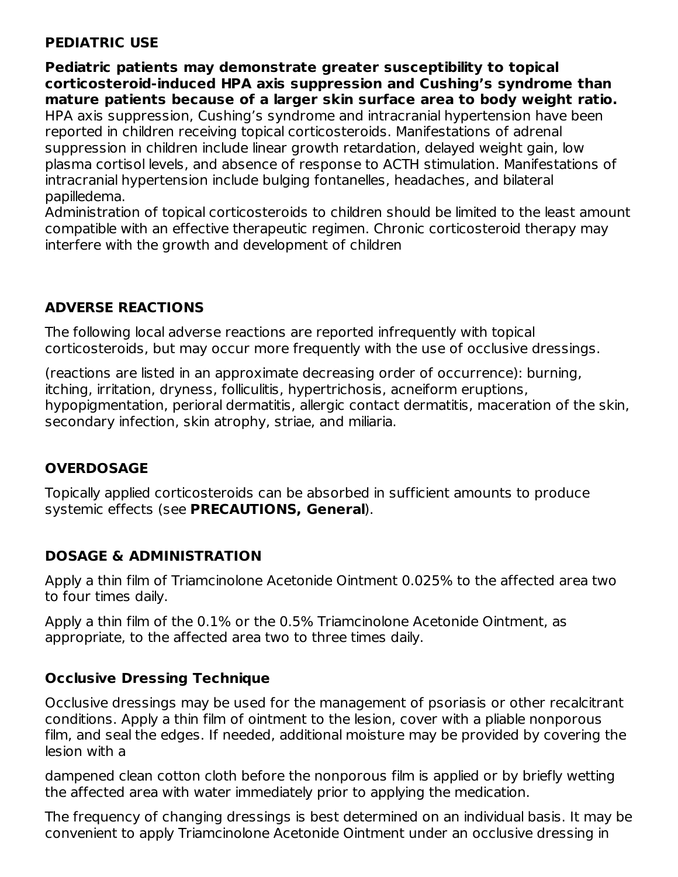## PEDIATRIC USE

**Pediatric patients may demonstrate greater susceptibility to topical corticosteroid-induced HPA axis suppression and Cushing's syndrome than mature patients because of a larger skin surface area to body weight ratio.** HPA axis suppression, Cushing's syndrome and intracranial hypertension have been reported in children receiving topical corticosteroids. Manifestations of adrenal suppression in children include linear growth retardation, delayed weight gain, low plasma cortisol levels, and absence of response to ACTH stimulation. Manifestations of intracranial hypertension include bulging fontanelles, headaches, and bilateral papilledema.

Administration of topical corticosteroids to children should be limited to the least amount compatible with an effective therapeutic regimen. Chronic corticosteroid therapy may interfere with the growth and development of children

## ADVERSE REACTIONS

The following local adverse reactions are reported infrequently with topical corticosteroids, but may occur more frequently with the use of occlusive dressings.

(reactions are listed in an approximate decreasing order of occurrence): burning, itching, irritation, dryness, folliculitis, hypertrichosis, acneiform eruptions, hypopigmentation, perioral dermatitis, allergic contact dermatitis, maceration of the skin, secondary infection, skin atrophy, striae, and miliaria.

## OVERDOSAGE

Topically applied corticosteroids can be absorbed in sufficient amounts to produce systemic effects (see **PRECAUTIONS, General**).

## DOSAGE & ADMINISTRATION

Apply a thin film of Triamcinolone Acetonide Ointment 0.025% to the affected area two to four times daily.

Apply a thin film of the 0.1% or the 0.5% Triamcinolone Acetonide Ointment, as appropriate, to the affected area two to three times daily.

### Occlusive Dressing Technique

Occlusive dressings may be used for the management of psoriasis or other recalcitrant conditions. Apply a thin film of ointment to the lesion, cover with a pliable nonporous film, and seal the edges. If needed, additional moisture may be provided by covering the lesion with a

dampened clean cotton cloth before the nonporous film is applied or by briefly wetting the affected area with water immediately prior to applying the medication.

The frequency of changing dressings is best determined on an individual basis. It may be convenient to apply Triamcinolone Acetonide Ointment under an occlusive dressing in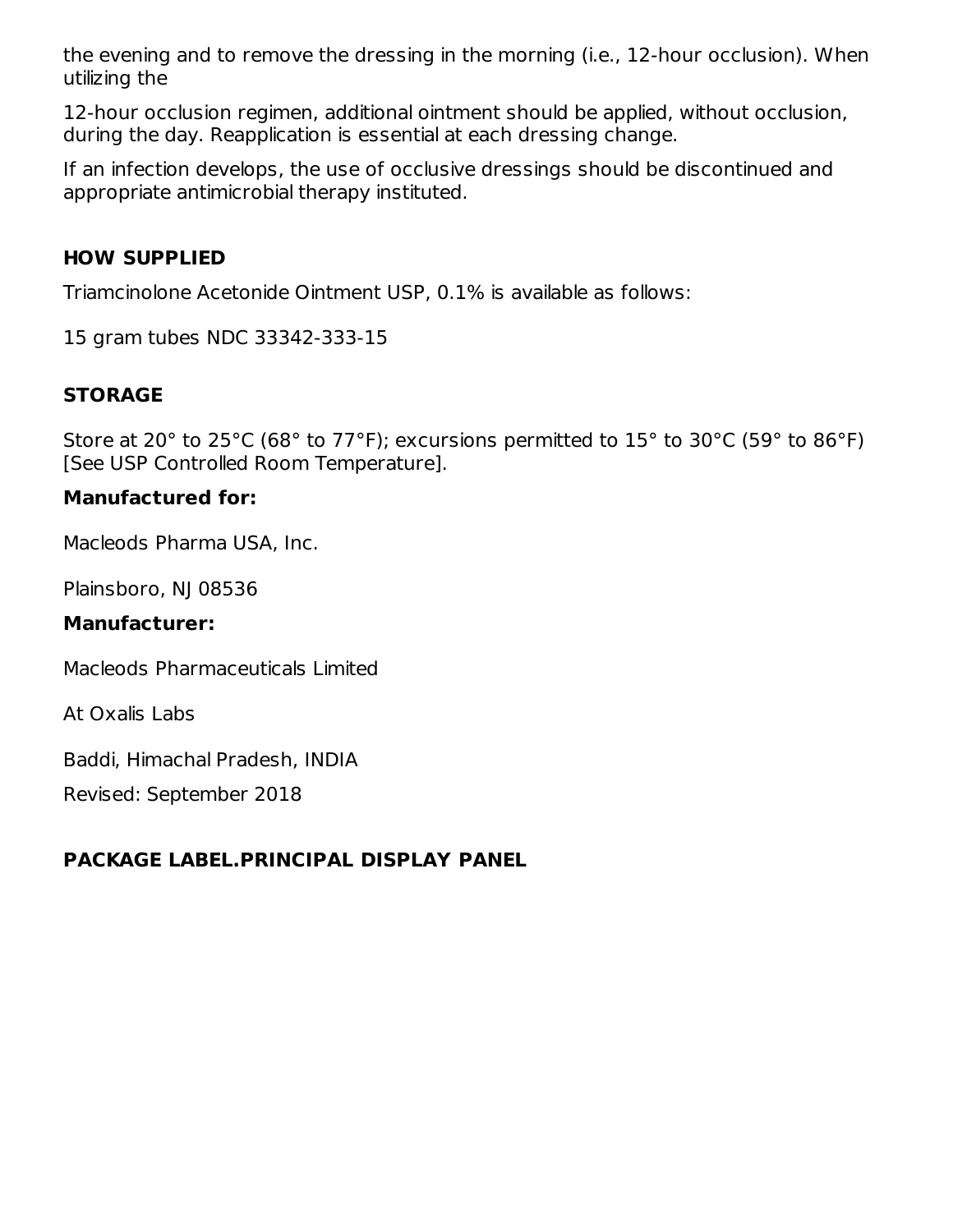the evening and to remove the dressing in the morning (i.e., 12-hour occlusion). When utilizing the

12-hour occlusion regimen, additional ointment should be applied, without occlusion, during the day. Reapplication is essential at each dressing change.

If an infection develops, the use of occlusive dressings should be discontinued and appropriate antimicrobial therapy instituted.

## HOW SUPPLIED

Triamcinolone Acetonide Ointment USP, 0.1% is available as follows:

15 gram tubes NDC 33342-333-15

## STORAGE

Store at 20° to 25°C (68° to 77°F); excursions permitted to 15° to 30°C (59° to 86°F) [See USP Controlled Room Temperature].

**Manufactured for:**

Macleods Pharma USA, Inc.

Plainsboro, NJ 08536

**Manufacturer:**

Macleods Pharmaceuticals Limited

At Oxalis Labs

Baddi, Himachal Pradesh, INDIA

Revised: September 2018

## PACKAGE LABEL.PRINCIPAL DISPLAY PANEL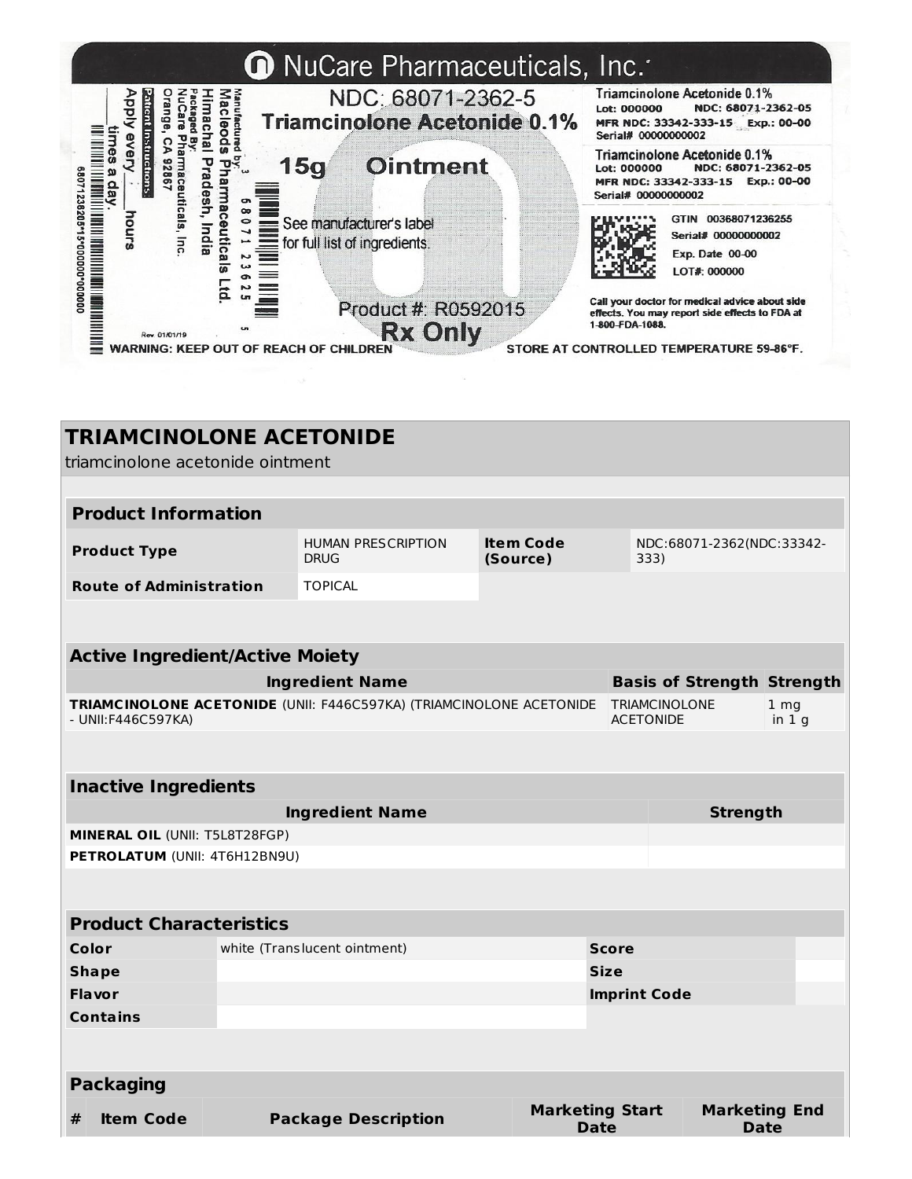NuCare Pharmaceuticals, Inc.

NDC: 68071-2362-5

Triamcinolone Acetonide 0.1%

15g Ointment

See manufacturer's label for full list of ingredients.

Product #: R0592015

Rx Only

Manufactured by: Macleods Pharmaceuticals Ltd. Himachal Pradesh, India

Packaged By: NuCare Pharmaceuticals, Inc. Orange, CA 92867

Patient Instructions: Apply every ___ hours ___ times a day

Rev 01/01/19

Triamcinolone Acetonide 0.1%
Lot: 000000 NDC: 68071-2362-05
MFR NDC: 33342-333-15 Exp.: 00-00
Serial# 00000000002

Triamcinolone Acetonide 0.1%
Lot: 000000 NDC: 68071-2362-05
MFR NDC: 33342-333-15 Exp.: 00-00
Serial# 00000000002

GTIN 00368071236255
Serial# 00000000002
Exp. Date 00-00
LOT#: 000000

Call your doctor for medical advice about side effects. You may report side effects to FDA at 1-800-FDA-1088.

WARNING: KEEP OUT OF REACH OF CHILDREN

STORE AT CONTROLLED TEMPERATURE 59-86°F.

## TRIAMCINOLONE ACETONIDE

triamcinolone acetonide ointment

| Product Information | | | |
|---|---|---|---|
| **Product Type** | HUMAN PRESCRIPTION DRUG | **Item Code (Source)** | NDC:68071-2362(NDC:33342-333) |
| **Route of Administration** | TOPICAL | | |

| Active Ingredient/Active Moiety | | |
|---|---|---|
| **Ingredient Name** | **Basis of Strength** | **Strength** |
| **TRIAMCINOLONE ACETONIDE** (UNII: F446C597KA) (TRIAMCINOLONE ACETONIDE - UNII:F446C597KA) | TRIAMCINOLONE ACETONIDE | 1 mg in 1 g |

| Inactive Ingredients | |
|---|---|
| **Ingredient Name** | **Strength** |
| **MINERAL OIL** (UNII: T5L8T28FGP) | |
| **PETROLATUM** (UNII: 4T6H12BN9U) | |

| Product Characteristics | | | |
|---|---|---|---|
| **Color** | white (Translucent ointment) | **Score** | |
| **Shape** | | **Size** | |
| **Flavor** | | **Imprint Code** | |
| **Contains** | | | |

| Packaging | | | | |
|---|---|---|---|---|
| **#** | **Item Code** | **Package Description** | **Marketing Start Date** | **Marketing End Date** |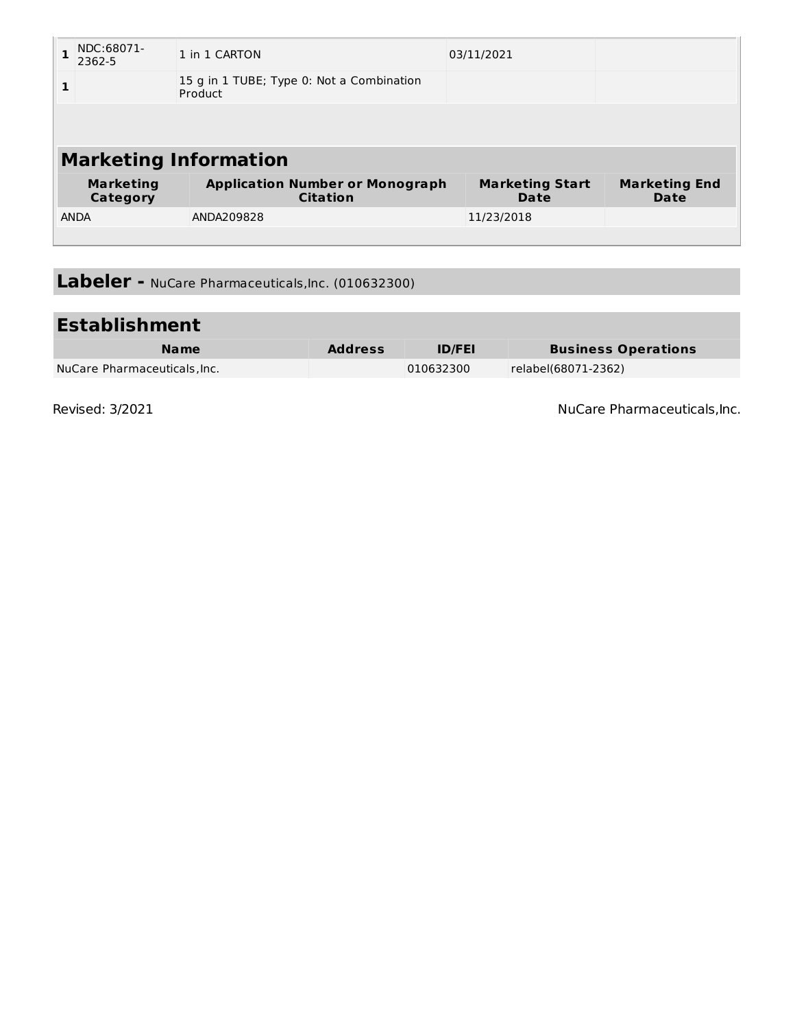| # | Item Code | Package Description | Marketing Start Date | Marketing End Date |
| --- | --- | --- | --- | --- |
| 1 | NDC:68071-2362-5 | 1 in 1 CARTON | 03/11/2021 | |
| 1 | | 15 g in 1 TUBE; Type 0: Not a Combination Product | | |

## Marketing Information

| Marketing Category | Application Number or Monograph Citation | Marketing Start Date | Marketing End Date |
| --- | --- | --- | --- |
| ANDA | ANDA209828 | 11/23/2018 | |

## Labeler - NuCare Pharmaceuticals,Inc. (010632300)

## Establishment

| Name | Address | ID/FEI | Business Operations |
| --- | --- | --- | --- |
| NuCare Pharmaceuticals,Inc. | | 010632300 | relabel(68071-2362) |

Revised: 3/2021

NuCare Pharmaceuticals,Inc.